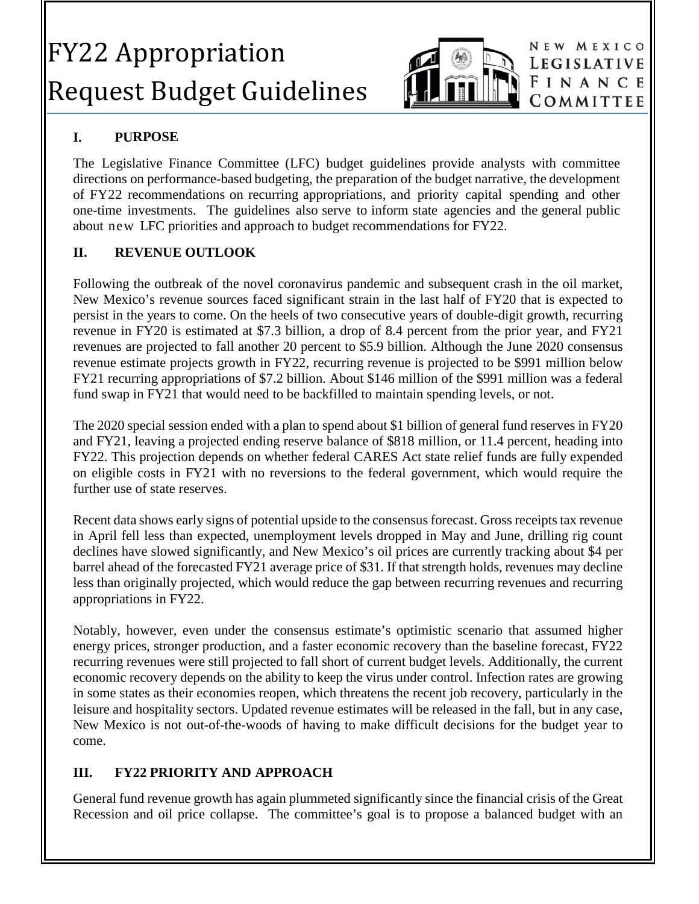# FY22 Appropriation Request Budget Guidelines

NEW MEXICO LEGISLATIVE FINANCE COMMITTEE

## I. PURPOSE

The Legislative Finance Committee (LFC) budget guidelines provide analysts with committee directions on performance-based budgeting, the preparation of the budget narrative, the development of FY22 recommendations on recurring appropriations, and priority capital spending and other one-time investments. The guidelines also serve to inform state agencies and the general public about new LFC priorities and approach to budget recommendations for FY22.

## II. REVENUE OUTLOOK

Following the outbreak of the novel coronavirus pandemic and subsequent crash in the oil market, New Mexico's revenue sources faced significant strain in the last half of FY20 that is expected to persist in the years to come. On the heels of two consecutive years of double-digit growth, recurring revenue in FY20 is estimated at $7.3 billion, a drop of 8.4 percent from the prior year, and FY21 revenues are projected to fall another 20 percent to $5.9 billion. Although the June 2020 consensus revenue estimate projects growth in FY22, recurring revenue is projected to be $991 million below FY21 recurring appropriations of $7.2 billion. About $146 million of the $991 million was a federal fund swap in FY21 that would need to be backfilled to maintain spending levels, or not.

The 2020 special session ended with a plan to spend about $1 billion of general fund reserves in FY20 and FY21, leaving a projected ending reserve balance of $818 million, or 11.4 percent, heading into FY22. This projection depends on whether federal CARES Act state relief funds are fully expended on eligible costs in FY21 with no reversions to the federal government, which would require the further use of state reserves.

Recent data shows early signs of potential upside to the consensus forecast. Gross receipts tax revenue in April fell less than expected, unemployment levels dropped in May and June, drilling rig count declines have slowed significantly, and New Mexico's oil prices are currently tracking about $4 per barrel ahead of the forecasted FY21 average price of $31. If that strength holds, revenues may decline less than originally projected, which would reduce the gap between recurring revenues and recurring appropriations in FY22.

Notably, however, even under the consensus estimate's optimistic scenario that assumed higher energy prices, stronger production, and a faster economic recovery than the baseline forecast, FY22 recurring revenues were still projected to fall short of current budget levels. Additionally, the current economic recovery depends on the ability to keep the virus under control. Infection rates are growing in some states as their economies reopen, which threatens the recent job recovery, particularly in the leisure and hospitality sectors. Updated revenue estimates will be released in the fall, but in any case, New Mexico is not out-of-the-woods of having to make difficult decisions for the budget year to come.

## III. FY22 PRIORITY AND APPROACH

General fund revenue growth has again plummeted significantly since the financial crisis of the Great Recession and oil price collapse. The committee's goal is to propose a balanced budget with an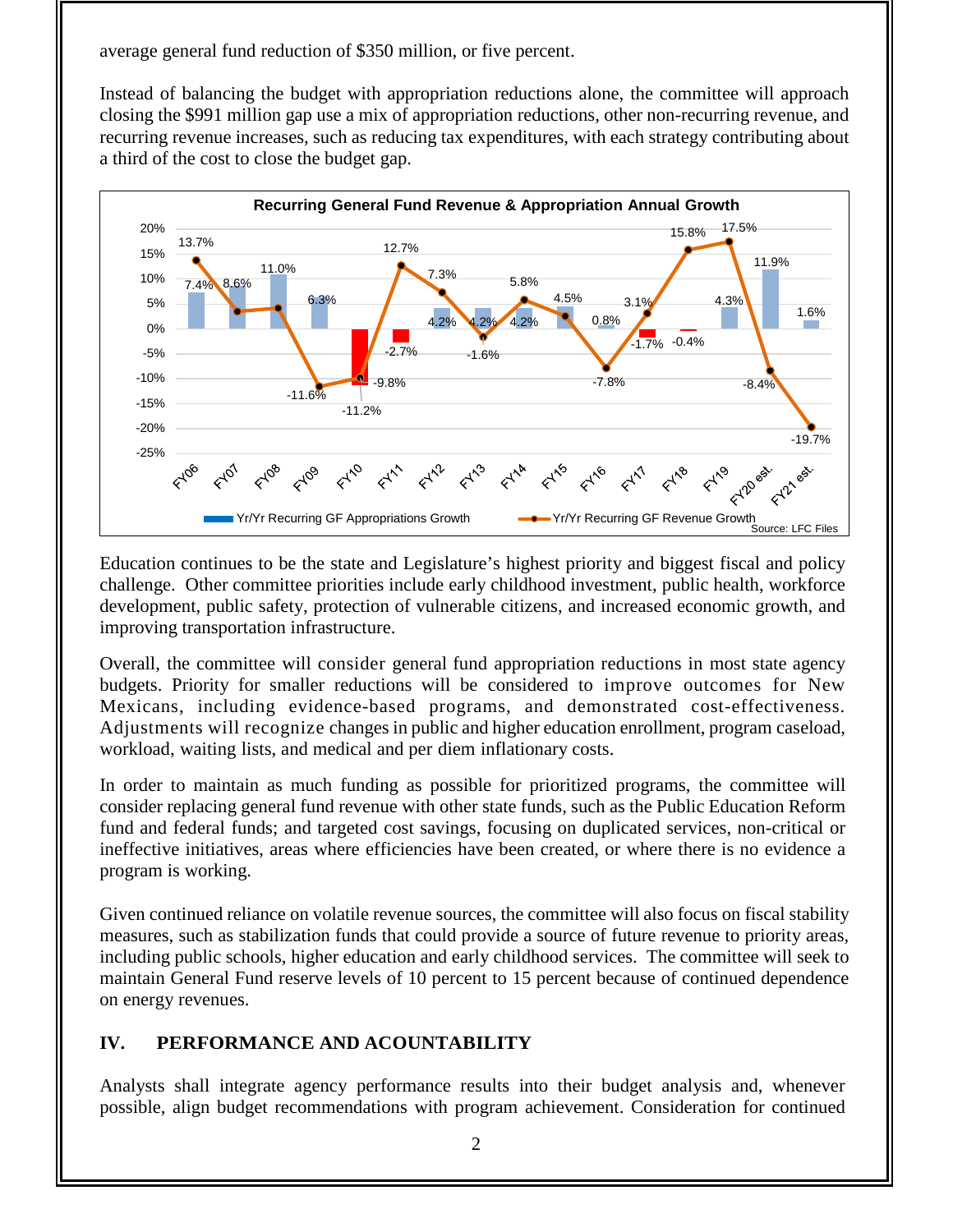average general fund reduction of $350 million, or five percent.

Instead of balancing the budget with appropriation reductions alone, the committee will approach closing the $991 million gap use a mix of appropriation reductions, other non-recurring revenue, and recurring revenue increases, such as reducing tax expenditures, with each strategy contributing about a third of the cost to close the budget gap.

**Recurring General Fund Revenue & Appropriation Annual Growth**

| Fiscal Year | Yr/Yr Recurring GF Appropriations Growth | Yr/Yr Recurring GF Revenue Growth |
|---|---|---|
| FY06 | 7.4% | 13.7% |
| FY07 | 8.6% | 3.6% |
| FY08 | 11.0% | 4.2% |
| FY09 | 6.3% | -11.6% |
| FY10 | -11.2% | -9.8% |
| FY11 | -2.7% | 12.7% |
| FY12 | 4.2% | 7.3% |
| FY13 | 4.2% | -1.6% |
| FY14 | 4.2% | 5.8% |
| FY15 | 4.5% | 2.5% |
| FY16 | 0.8% | -7.8% |
| FY17 | -1.7% | 3.1% |
| FY18 | -0.4% | 15.8% |
| FY19 | 4.3% | 17.5% |
| FY20 est. | 11.9% | -8.4% |
| FY21 est. | 1.6% | -19.7% |

Source: LFC Files

Education continues to be the state and Legislature's highest priority and biggest fiscal and policy challenge. Other committee priorities include early childhood investment, public health, workforce development, public safety, protection of vulnerable citizens, and increased economic growth, and improving transportation infrastructure.

Overall, the committee will consider general fund appropriation reductions in most state agency budgets. Priority for smaller reductions will be considered to improve outcomes for New Mexicans, including evidence-based programs, and demonstrated cost-effectiveness. Adjustments will recognize changes in public and higher education enrollment, program caseload, workload, waiting lists, and medical and per diem inflationary costs.

In order to maintain as much funding as possible for prioritized programs, the committee will consider replacing general fund revenue with other state funds, such as the Public Education Reform fund and federal funds; and targeted cost savings, focusing on duplicated services, non-critical or ineffective initiatives, areas where efficiencies have been created, or where there is no evidence a program is working.

Given continued reliance on volatile revenue sources, the committee will also focus on fiscal stability measures, such as stabilization funds that could provide a source of future revenue to priority areas, including public schools, higher education and early childhood services. The committee will seek to maintain General Fund reserve levels of 10 percent to 15 percent because of continued dependence on energy revenues.

## IV. PERFORMANCE AND ACOUNTABILITY

Analysts shall integrate agency performance results into their budget analysis and, whenever possible, align budget recommendations with program achievement. Consideration for continued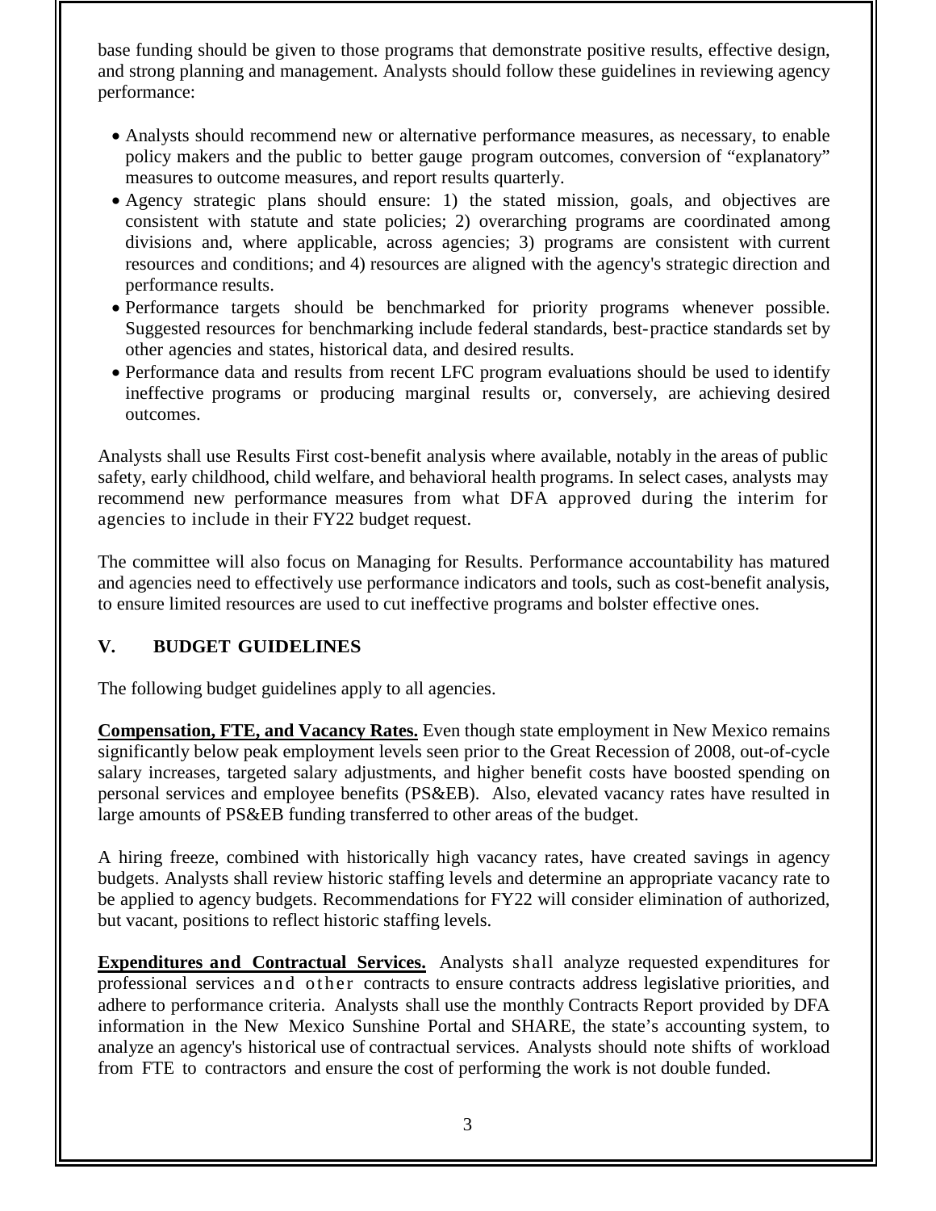base funding should be given to those programs that demonstrate positive results, effective design, and strong planning and management. Analysts should follow these guidelines in reviewing agency performance:

- Analysts should recommend new or alternative performance measures, as necessary, to enable policy makers and the public to better gauge program outcomes, conversion of "explanatory" measures to outcome measures, and report results quarterly.
- Agency strategic plans should ensure: 1) the stated mission, goals, and objectives are consistent with statute and state policies; 2) overarching programs are coordinated among divisions and, where applicable, across agencies; 3) programs are consistent with current resources and conditions; and 4) resources are aligned with the agency's strategic direction and performance results.
- Performance targets should be benchmarked for priority programs whenever possible. Suggested resources for benchmarking include federal standards, best-practice standards set by other agencies and states, historical data, and desired results.
- Performance data and results from recent LFC program evaluations should be used to identify ineffective programs or producing marginal results or, conversely, are achieving desired outcomes.

Analysts shall use Results First cost-benefit analysis where available, notably in the areas of public safety, early childhood, child welfare, and behavioral health programs. In select cases, analysts may recommend new performance measures from what DFA approved during the interim for agencies to include in their FY22 budget request.

The committee will also focus on Managing for Results. Performance accountability has matured and agencies need to effectively use performance indicators and tools, such as cost-benefit analysis, to ensure limited resources are used to cut ineffective programs and bolster effective ones.

## V. BUDGET GUIDELINES

The following budget guidelines apply to all agencies.

**Compensation, FTE, and Vacancy Rates.** Even though state employment in New Mexico remains significantly below peak employment levels seen prior to the Great Recession of 2008, out-of-cycle salary increases, targeted salary adjustments, and higher benefit costs have boosted spending on personal services and employee benefits (PS&EB). Also, elevated vacancy rates have resulted in large amounts of PS&EB funding transferred to other areas of the budget.

A hiring freeze, combined with historically high vacancy rates, have created savings in agency budgets. Analysts shall review historic staffing levels and determine an appropriate vacancy rate to be applied to agency budgets. Recommendations for FY22 will consider elimination of authorized, but vacant, positions to reflect historic staffing levels.

**Expenditures and Contractual Services.** Analysts shall analyze requested expenditures for professional services and other contracts to ensure contracts address legislative priorities, and adhere to performance criteria. Analysts shall use the monthly Contracts Report provided by DFA information in the New Mexico Sunshine Portal and SHARE, the state's accounting system, to analyze an agency's historical use of contractual services. Analysts should note shifts of workload from FTE to contractors and ensure the cost of performing the work is not double funded.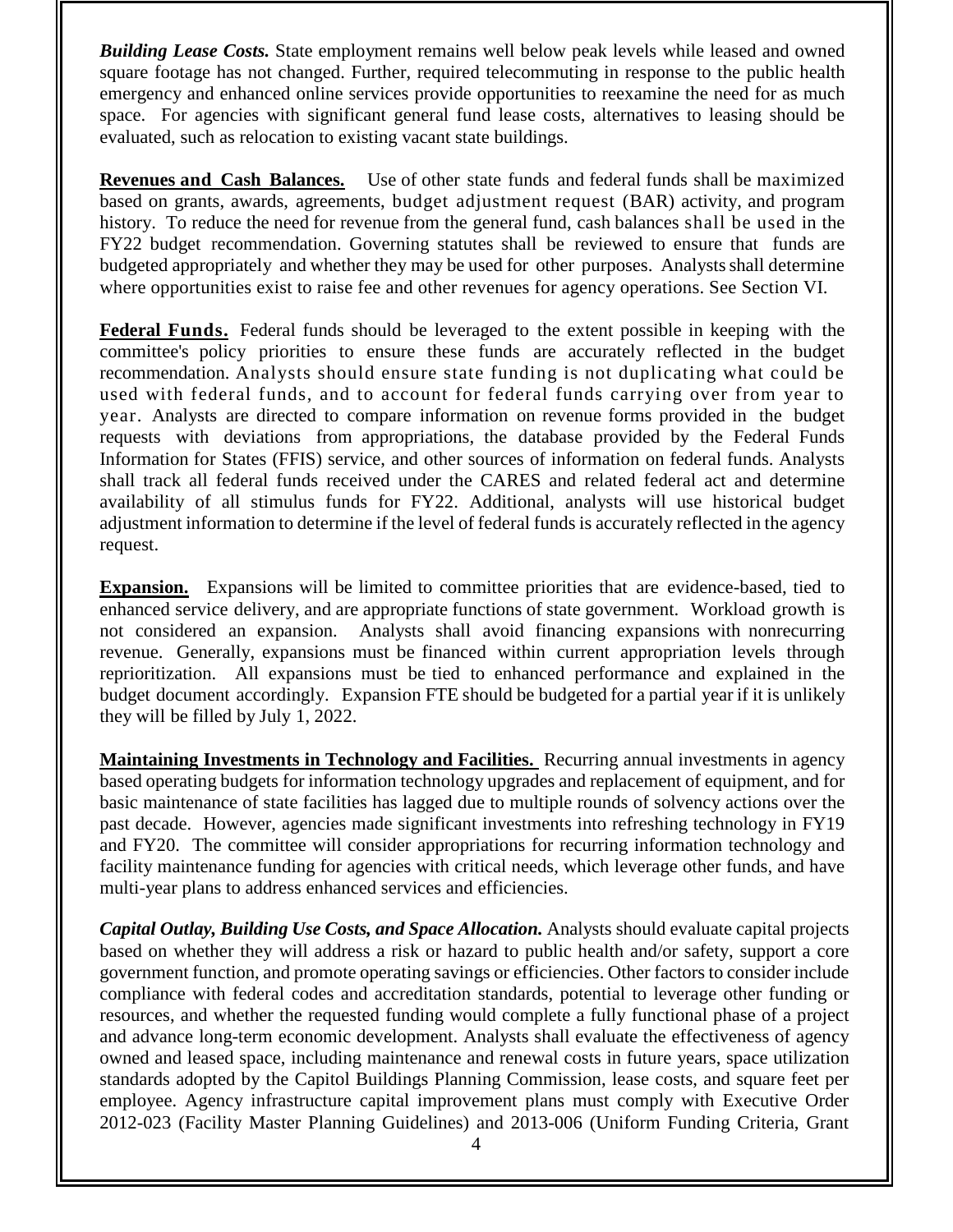***Building Lease Costs.*** State employment remains well below peak levels while leased and owned square footage has not changed. Further, required telecommuting in response to the public health emergency and enhanced online services provide opportunities to reexamine the need for as much space. For agencies with significant general fund lease costs, alternatives to leasing should be evaluated, such as relocation to existing vacant state buildings.

**Revenues and Cash Balances.** Use of other state funds and federal funds shall be maximized based on grants, awards, agreements, budget adjustment request (BAR) activity, and program history. To reduce the need for revenue from the general fund, cash balances shall be used in the FY22 budget recommendation. Governing statutes shall be reviewed to ensure that funds are budgeted appropriately and whether they may be used for other purposes. Analysts shall determine where opportunities exist to raise fee and other revenues for agency operations. See Section VI.

**Federal Funds.** Federal funds should be leveraged to the extent possible in keeping with the committee's policy priorities to ensure these funds are accurately reflected in the budget recommendation. Analysts should ensure state funding is not duplicating what could be used with federal funds, and to account for federal funds carrying over from year to year. Analysts are directed to compare information on revenue forms provided in the budget requests with deviations from appropriations, the database provided by the Federal Funds Information for States (FFIS) service, and other sources of information on federal funds. Analysts shall track all federal funds received under the CARES and related federal act and determine availability of all stimulus funds for FY22. Additional, analysts will use historical budget adjustment information to determine if the level of federal funds is accurately reflected in the agency request.

**Expansion.** Expansions will be limited to committee priorities that are evidence-based, tied to enhanced service delivery, and are appropriate functions of state government. Workload growth is not considered an expansion. Analysts shall avoid financing expansions with nonrecurring revenue. Generally, expansions must be financed within current appropriation levels through reprioritization. All expansions must be tied to enhanced performance and explained in the budget document accordingly. Expansion FTE should be budgeted for a partial year if it is unlikely they will be filled by July 1, 2022.

**Maintaining Investments in Technology and Facilities.** Recurring annual investments in agency based operating budgets for information technology upgrades and replacement of equipment, and for basic maintenance of state facilities has lagged due to multiple rounds of solvency actions over the past decade. However, agencies made significant investments into refreshing technology in FY19 and FY20. The committee will consider appropriations for recurring information technology and facility maintenance funding for agencies with critical needs, which leverage other funds, and have multi-year plans to address enhanced services and efficiencies.

***Capital Outlay, Building Use Costs, and Space Allocation.*** Analysts should evaluate capital projects based on whether they will address a risk or hazard to public health and/or safety, support a core government function, and promote operating savings or efficiencies. Other factors to consider include compliance with federal codes and accreditation standards, potential to leverage other funding or resources, and whether the requested funding would complete a fully functional phase of a project and advance long-term economic development. Analysts shall evaluate the effectiveness of agency owned and leased space, including maintenance and renewal costs in future years, space utilization standards adopted by the Capitol Buildings Planning Commission, lease costs, and square feet per employee. Agency infrastructure capital improvement plans must comply with Executive Order 2012-023 (Facility Master Planning Guidelines) and 2013-006 (Uniform Funding Criteria, Grant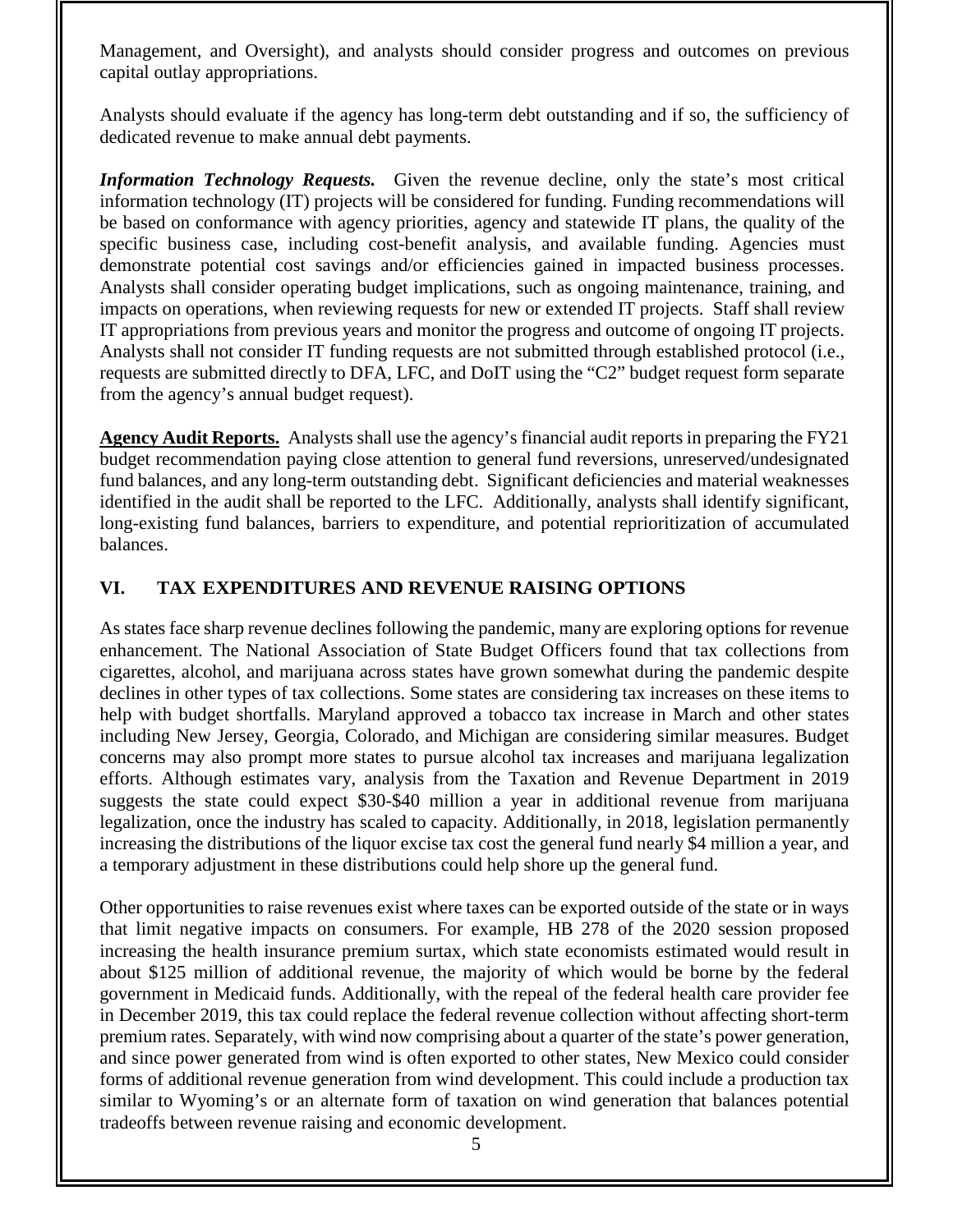Management, and Oversight), and analysts should consider progress and outcomes on previous capital outlay appropriations.

Analysts should evaluate if the agency has long-term debt outstanding and if so, the sufficiency of dedicated revenue to make annual debt payments.

***Information Technology Requests.*** Given the revenue decline, only the state's most critical information technology (IT) projects will be considered for funding. Funding recommendations will be based on conformance with agency priorities, agency and statewide IT plans, the quality of the specific business case, including cost-benefit analysis, and available funding. Agencies must demonstrate potential cost savings and/or efficiencies gained in impacted business processes. Analysts shall consider operating budget implications, such as ongoing maintenance, training, and impacts on operations, when reviewing requests for new or extended IT projects. Staff shall review IT appropriations from previous years and monitor the progress and outcome of ongoing IT projects. Analysts shall not consider IT funding requests are not submitted through established protocol (i.e., requests are submitted directly to DFA, LFC, and DoIT using the "C2" budget request form separate from the agency's annual budget request).

**Agency Audit Reports.** Analysts shall use the agency's financial audit reports in preparing the FY21 budget recommendation paying close attention to general fund reversions, unreserved/undesignated fund balances, and any long-term outstanding debt. Significant deficiencies and material weaknesses identified in the audit shall be reported to the LFC. Additionally, analysts shall identify significant, long-existing fund balances, barriers to expenditure, and potential reprioritization of accumulated balances.

## VI. TAX EXPENDITURES AND REVENUE RAISING OPTIONS

As states face sharp revenue declines following the pandemic, many are exploring options for revenue enhancement. The National Association of State Budget Officers found that tax collections from cigarettes, alcohol, and marijuana across states have grown somewhat during the pandemic despite declines in other types of tax collections. Some states are considering tax increases on these items to help with budget shortfalls. Maryland approved a tobacco tax increase in March and other states including New Jersey, Georgia, Colorado, and Michigan are considering similar measures. Budget concerns may also prompt more states to pursue alcohol tax increases and marijuana legalization efforts. Although estimates vary, analysis from the Taxation and Revenue Department in 2019 suggests the state could expect \$30-\$40 million a year in additional revenue from marijuana legalization, once the industry has scaled to capacity. Additionally, in 2018, legislation permanently increasing the distributions of the liquor excise tax cost the general fund nearly \$4 million a year, and a temporary adjustment in these distributions could help shore up the general fund.

Other opportunities to raise revenues exist where taxes can be exported outside of the state or in ways that limit negative impacts on consumers. For example, HB 278 of the 2020 session proposed increasing the health insurance premium surtax, which state economists estimated would result in about \$125 million of additional revenue, the majority of which would be borne by the federal government in Medicaid funds. Additionally, with the repeal of the federal health care provider fee in December 2019, this tax could replace the federal revenue collection without affecting short-term premium rates. Separately, with wind now comprising about a quarter of the state's power generation, and since power generated from wind is often exported to other states, New Mexico could consider forms of additional revenue generation from wind development. This could include a production tax similar to Wyoming's or an alternate form of taxation on wind generation that balances potential tradeoffs between revenue raising and economic development.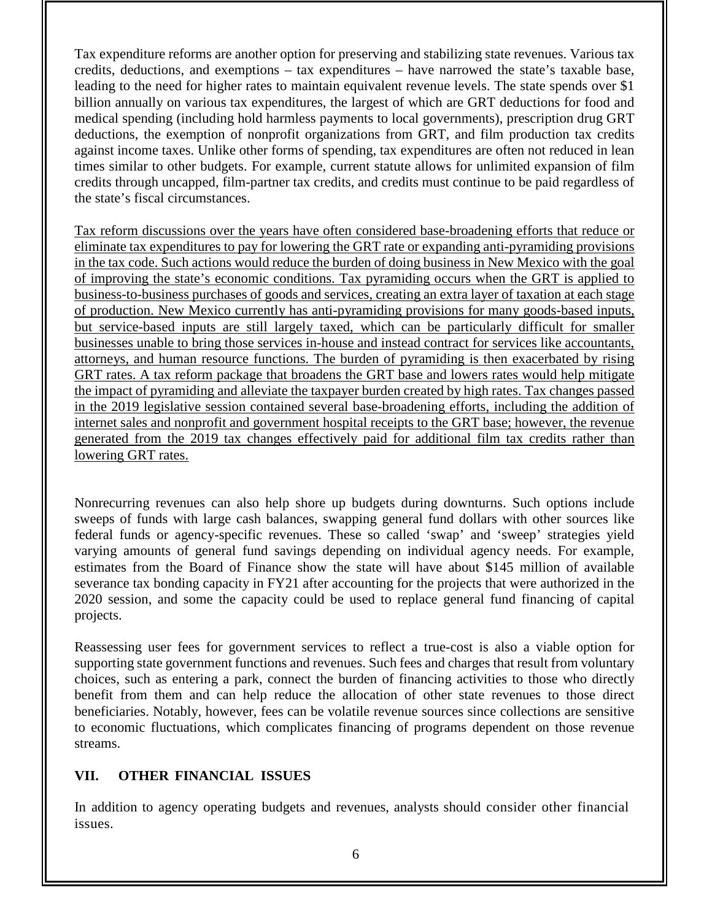Tax expenditure reforms are another option for preserving and stabilizing state revenues. Various tax credits, deductions, and exemptions – tax expenditures – have narrowed the state's taxable base, leading to the need for higher rates to maintain equivalent revenue levels. The state spends over $1 billion annually on various tax expenditures, the largest of which are GRT deductions for food and medical spending (including hold harmless payments to local governments), prescription drug GRT deductions, the exemption of nonprofit organizations from GRT, and film production tax credits against income taxes. Unlike other forms of spending, tax expenditures are often not reduced in lean times similar to other budgets. For example, current statute allows for unlimited expansion of film credits through uncapped, film-partner tax credits, and credits must continue to be paid regardless of the state's fiscal circumstances.

<u>Tax reform discussions over the years have often considered base-broadening efforts that reduce or eliminate tax expenditures to pay for lowering the GRT rate or expanding anti-pyramiding provisions in the tax code. Such actions would reduce the burden of doing business in New Mexico with the goal of improving the state's economic conditions. Tax pyramiding occurs when the GRT is applied to business-to-business purchases of goods and services, creating an extra layer of taxation at each stage of production. New Mexico currently has anti-pyramiding provisions for many goods-based inputs, but service-based inputs are still largely taxed, which can be particularly difficult for smaller businesses unable to bring those services in-house and instead contract for services like accountants, attorneys, and human resource functions. The burden of pyramiding is then exacerbated by rising GRT rates. A tax reform package that broadens the GRT base and lowers rates would help mitigate the impact of pyramiding and alleviate the taxpayer burden created by high rates. Tax changes passed in the 2019 legislative session contained several base-broadening efforts, including the addition of internet sales and nonprofit and government hospital receipts to the GRT base; however, the revenue generated from the 2019 tax changes effectively paid for additional film tax credits rather than lowering GRT rates.</u>

Nonrecurring revenues can also help shore up budgets during downturns. Such options include sweeps of funds with large cash balances, swapping general fund dollars with other sources like federal funds or agency-specific revenues. These so called 'swap' and 'sweep' strategies yield varying amounts of general fund savings depending on individual agency needs. For example, estimates from the Board of Finance show the state will have about $145 million of available severance tax bonding capacity in FY21 after accounting for the projects that were authorized in the 2020 session, and some the capacity could be used to replace general fund financing of capital projects.

Reassessing user fees for government services to reflect a true-cost is also a viable option for supporting state government functions and revenues. Such fees and charges that result from voluntary choices, such as entering a park, connect the burden of financing activities to those who directly benefit from them and can help reduce the allocation of other state revenues to those direct beneficiaries. Notably, however, fees can be volatile revenue sources since collections are sensitive to economic fluctuations, which complicates financing of programs dependent on those revenue streams.

## VII. OTHER FINANCIAL ISSUES

In addition to agency operating budgets and revenues, analysts should consider other financial issues.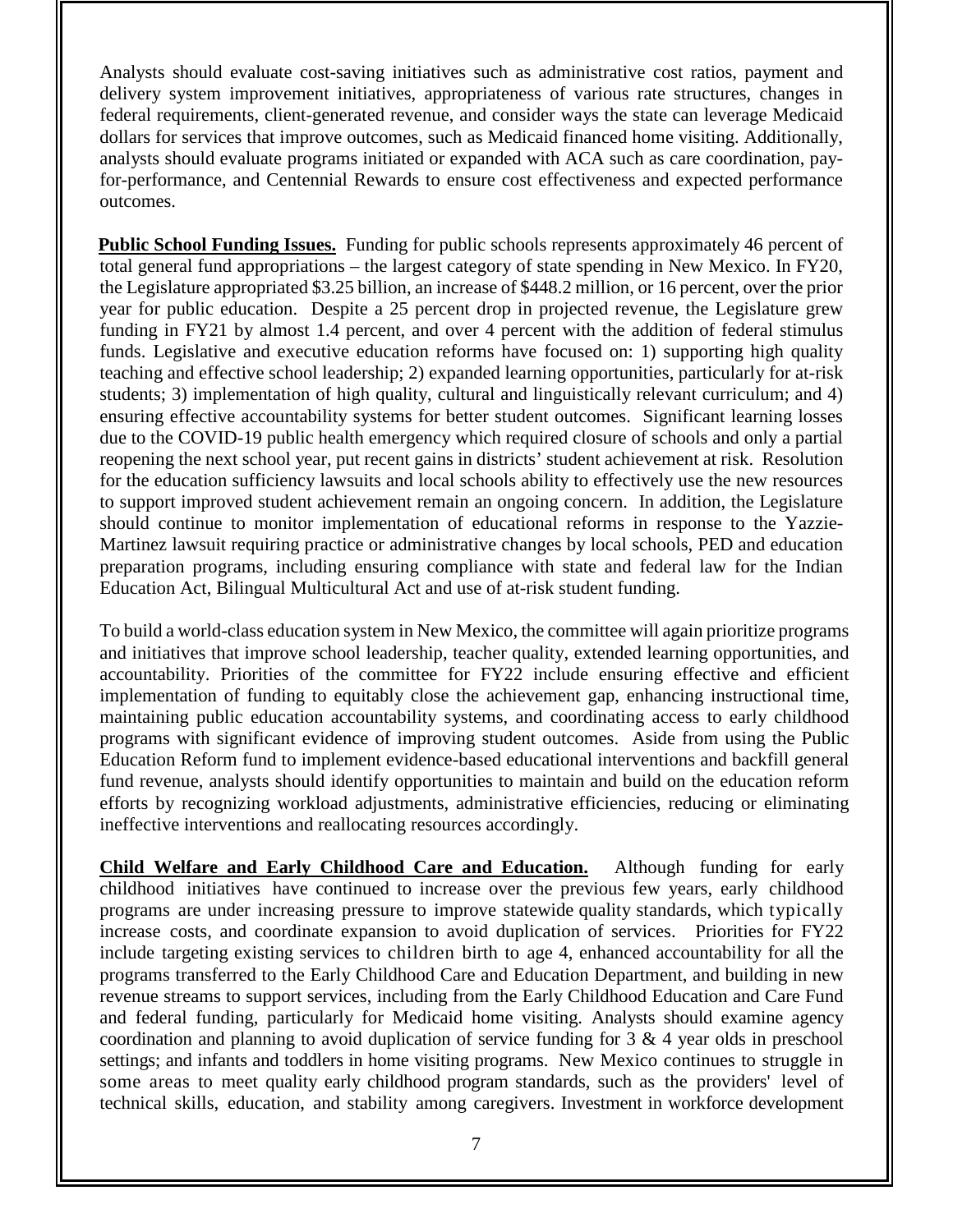Analysts should evaluate cost-saving initiatives such as administrative cost ratios, payment and delivery system improvement initiatives, appropriateness of various rate structures, changes in federal requirements, client-generated revenue, and consider ways the state can leverage Medicaid dollars for services that improve outcomes, such as Medicaid financed home visiting. Additionally, analysts should evaluate programs initiated or expanded with ACA such as care coordination, pay-for-performance, and Centennial Rewards to ensure cost effectiveness and expected performance outcomes.

**Public School Funding Issues.** Funding for public schools represents approximately 46 percent of total general fund appropriations – the largest category of state spending in New Mexico. In FY20, the Legislature appropriated \$3.25 billion, an increase of \$448.2 million, or 16 percent, over the prior year for public education. Despite a 25 percent drop in projected revenue, the Legislature grew funding in FY21 by almost 1.4 percent, and over 4 percent with the addition of federal stimulus funds. Legislative and executive education reforms have focused on: 1) supporting high quality teaching and effective school leadership; 2) expanded learning opportunities, particularly for at-risk students; 3) implementation of high quality, cultural and linguistically relevant curriculum; and 4) ensuring effective accountability systems for better student outcomes. Significant learning losses due to the COVID-19 public health emergency which required closure of schools and only a partial reopening the next school year, put recent gains in districts' student achievement at risk. Resolution for the education sufficiency lawsuits and local schools ability to effectively use the new resources to support improved student achievement remain an ongoing concern. In addition, the Legislature should continue to monitor implementation of educational reforms in response to the Yazzie-Martinez lawsuit requiring practice or administrative changes by local schools, PED and education preparation programs, including ensuring compliance with state and federal law for the Indian Education Act, Bilingual Multicultural Act and use of at-risk student funding.

To build a world-class education system in New Mexico, the committee will again prioritize programs and initiatives that improve school leadership, teacher quality, extended learning opportunities, and accountability. Priorities of the committee for FY22 include ensuring effective and efficient implementation of funding to equitably close the achievement gap, enhancing instructional time, maintaining public education accountability systems, and coordinating access to early childhood programs with significant evidence of improving student outcomes. Aside from using the Public Education Reform fund to implement evidence-based educational interventions and backfill general fund revenue, analysts should identify opportunities to maintain and build on the education reform efforts by recognizing workload adjustments, administrative efficiencies, reducing or eliminating ineffective interventions and reallocating resources accordingly.

**Child Welfare and Early Childhood Care and Education.** Although funding for early childhood initiatives have continued to increase over the previous few years, early childhood programs are under increasing pressure to improve statewide quality standards, which typically increase costs, and coordinate expansion to avoid duplication of services. Priorities for FY22 include targeting existing services to children birth to age 4, enhanced accountability for all the programs transferred to the Early Childhood Care and Education Department, and building in new revenue streams to support services, including from the Early Childhood Education and Care Fund and federal funding, particularly for Medicaid home visiting. Analysts should examine agency coordination and planning to avoid duplication of service funding for 3 & 4 year olds in preschool settings; and infants and toddlers in home visiting programs. New Mexico continues to struggle in some areas to meet quality early childhood program standards, such as the providers' level of technical skills, education, and stability among caregivers. Investment in workforce development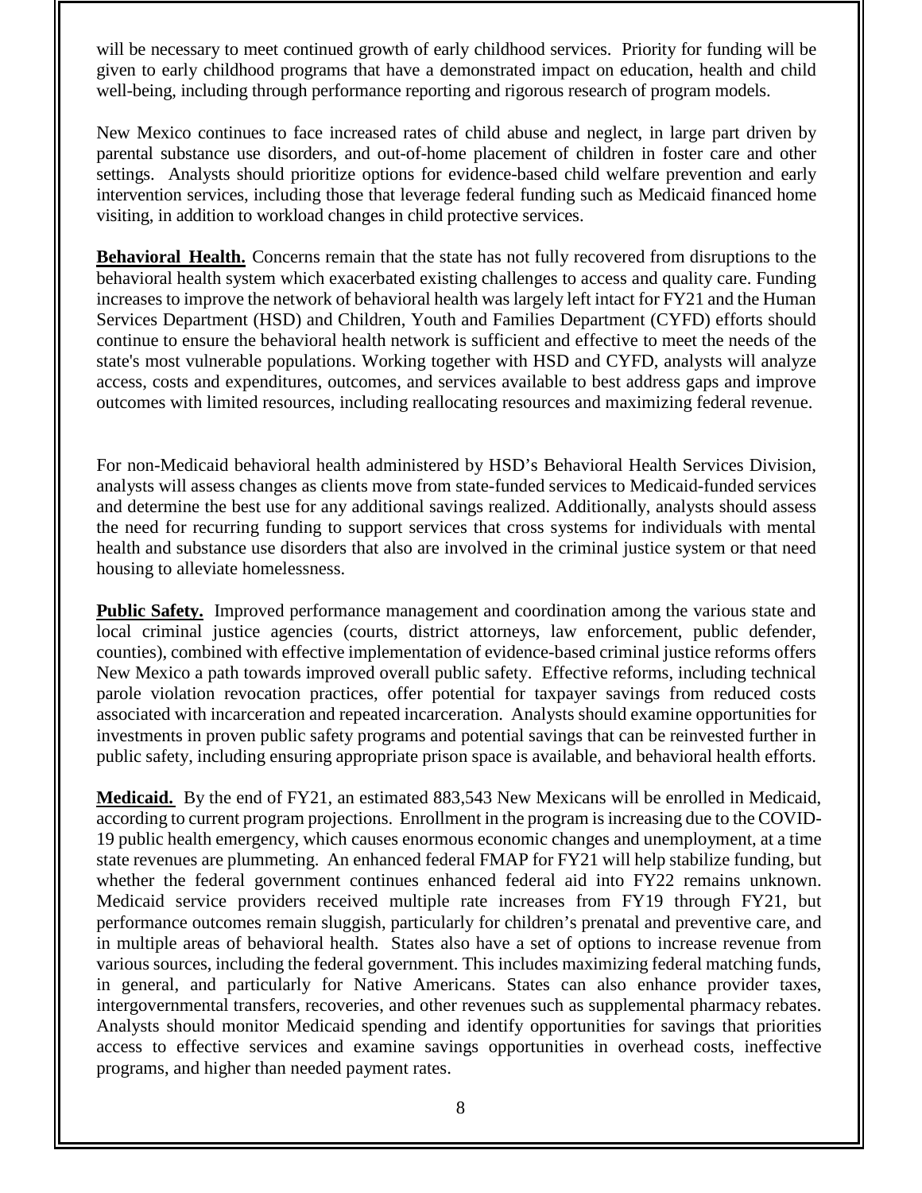will be necessary to meet continued growth of early childhood services. Priority for funding will be given to early childhood programs that have a demonstrated impact on education, health and child well-being, including through performance reporting and rigorous research of program models.

New Mexico continues to face increased rates of child abuse and neglect, in large part driven by parental substance use disorders, and out-of-home placement of children in foster care and other settings. Analysts should prioritize options for evidence-based child welfare prevention and early intervention services, including those that leverage federal funding such as Medicaid financed home visiting, in addition to workload changes in child protective services.

**Behavioral Health.** Concerns remain that the state has not fully recovered from disruptions to the behavioral health system which exacerbated existing challenges to access and quality care. Funding increases to improve the network of behavioral health was largely left intact for FY21 and the Human Services Department (HSD) and Children, Youth and Families Department (CYFD) efforts should continue to ensure the behavioral health network is sufficient and effective to meet the needs of the state's most vulnerable populations. Working together with HSD and CYFD, analysts will analyze access, costs and expenditures, outcomes, and services available to best address gaps and improve outcomes with limited resources, including reallocating resources and maximizing federal revenue.

For non-Medicaid behavioral health administered by HSD's Behavioral Health Services Division, analysts will assess changes as clients move from state-funded services to Medicaid-funded services and determine the best use for any additional savings realized. Additionally, analysts should assess the need for recurring funding to support services that cross systems for individuals with mental health and substance use disorders that also are involved in the criminal justice system or that need housing to alleviate homelessness.

**Public Safety.** Improved performance management and coordination among the various state and local criminal justice agencies (courts, district attorneys, law enforcement, public defender, counties), combined with effective implementation of evidence-based criminal justice reforms offers New Mexico a path towards improved overall public safety. Effective reforms, including technical parole violation revocation practices, offer potential for taxpayer savings from reduced costs associated with incarceration and repeated incarceration. Analysts should examine opportunities for investments in proven public safety programs and potential savings that can be reinvested further in public safety, including ensuring appropriate prison space is available, and behavioral health efforts.

**Medicaid.** By the end of FY21, an estimated 883,543 New Mexicans will be enrolled in Medicaid, according to current program projections. Enrollment in the program is increasing due to the COVID-19 public health emergency, which causes enormous economic changes and unemployment, at a time state revenues are plummeting. An enhanced federal FMAP for FY21 will help stabilize funding, but whether the federal government continues enhanced federal aid into FY22 remains unknown. Medicaid service providers received multiple rate increases from FY19 through FY21, but performance outcomes remain sluggish, particularly for children's prenatal and preventive care, and in multiple areas of behavioral health. States also have a set of options to increase revenue from various sources, including the federal government. This includes maximizing federal matching funds, in general, and particularly for Native Americans. States can also enhance provider taxes, intergovernmental transfers, recoveries, and other revenues such as supplemental pharmacy rebates. Analysts should monitor Medicaid spending and identify opportunities for savings that priorities access to effective services and examine savings opportunities in overhead costs, ineffective programs, and higher than needed payment rates.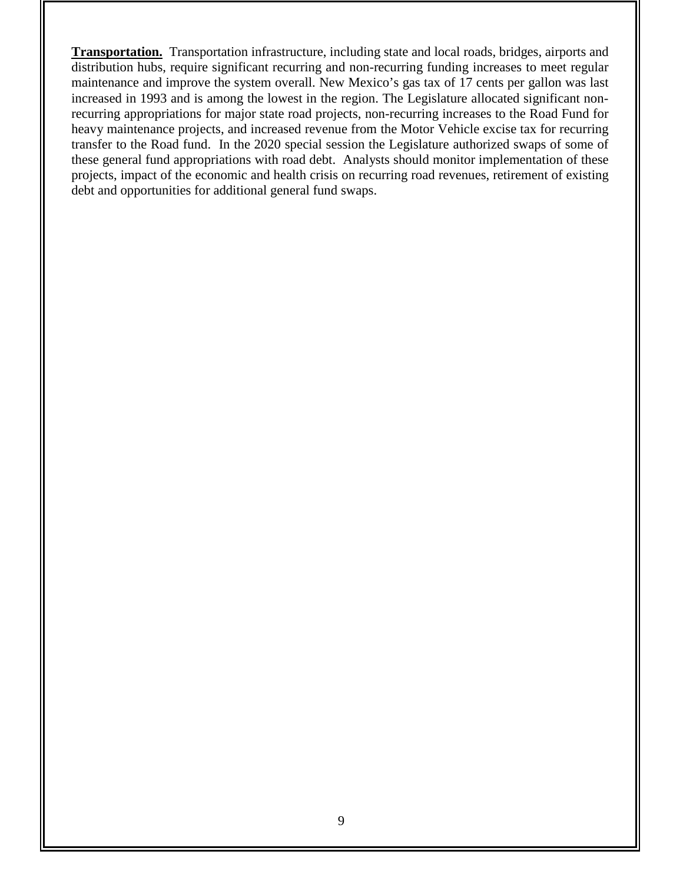**Transportation.** Transportation infrastructure, including state and local roads, bridges, airports and distribution hubs, require significant recurring and non-recurring funding increases to meet regular maintenance and improve the system overall. New Mexico's gas tax of 17 cents per gallon was last increased in 1993 and is among the lowest in the region. The Legislature allocated significant non-recurring appropriations for major state road projects, non-recurring increases to the Road Fund for heavy maintenance projects, and increased revenue from the Motor Vehicle excise tax for recurring transfer to the Road fund. In the 2020 special session the Legislature authorized swaps of some of these general fund appropriations with road debt. Analysts should monitor implementation of these projects, impact of the economic and health crisis on recurring road revenues, retirement of existing debt and opportunities for additional general fund swaps.